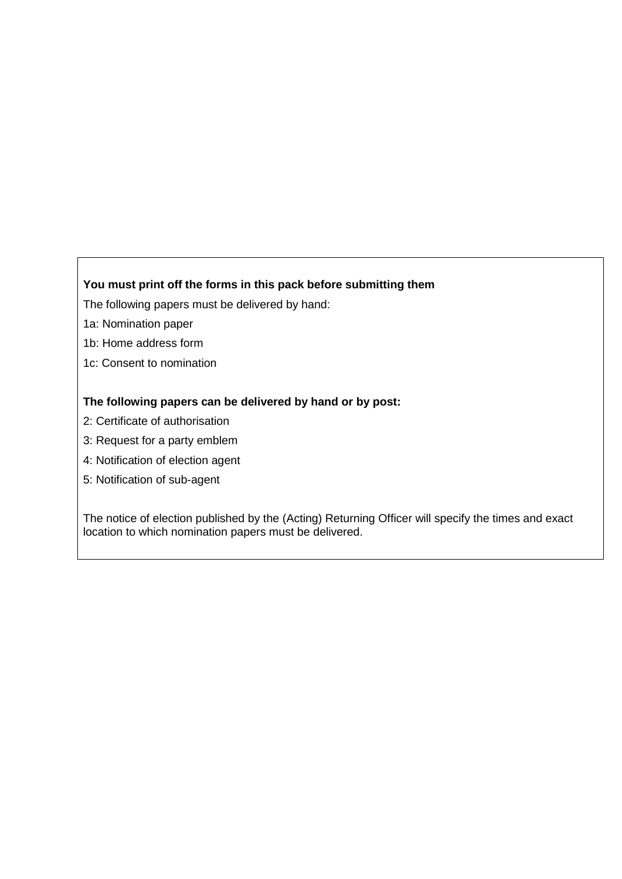**You must print off the forms in this pack before submitting them**

The following papers must be delivered by hand:

1a: Nomination paper

1b: Home address form

1c: Consent to nomination

**The following papers can be delivered by hand or by post:**

2: Certificate of authorisation

3: Request for a party emblem

4: Notification of election agent

5: Notification of sub-agent

The notice of election published by the (Acting) Returning Officer will specify the times and exact location to which nomination papers must be delivered.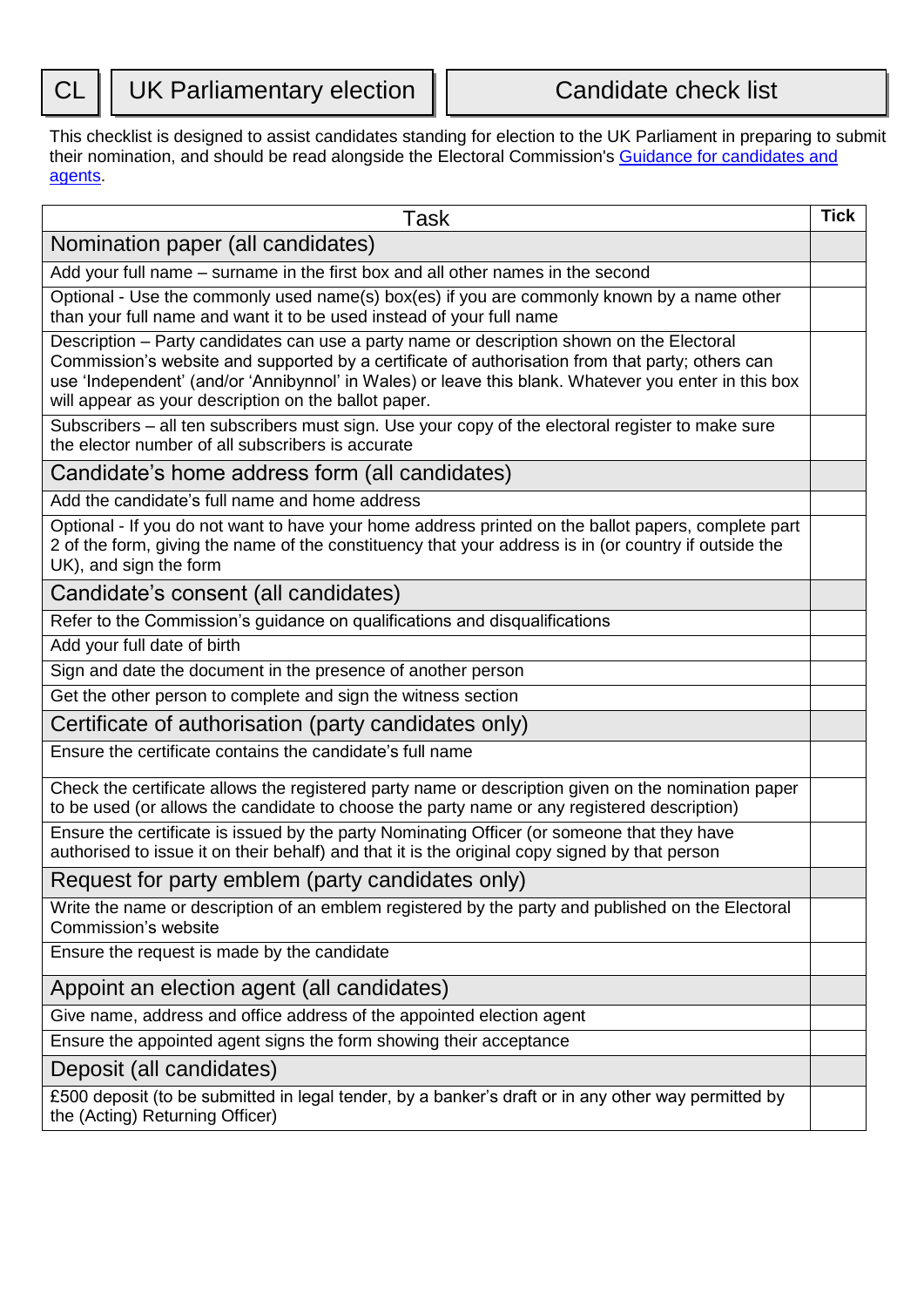# CL | UK Parliamentary election | Candidate check list

This checklist is designed to assist candidates standing for election to the UK Parliament in preparing to submit their nomination, and should be read alongside the Electoral Commission's [Guidance for candidates and agents](#).

| Task | Tick |
|---|---|
| **Nomination paper (all candidates)** | |
| Add your full name – surname in the first box and all other names in the second | |
| Optional - Use the commonly used name(s) box(es) if you are commonly known by a name other than your full name and want it to be used instead of your full name | |
| Description – Party candidates can use a party name or description shown on the Electoral Commission's website and supported by a certificate of authorisation from that party; others can use 'Independent' (and/or 'Annibynnol' in Wales) or leave this blank. Whatever you enter in this box will appear as your description on the ballot paper. | |
| Subscribers – all ten subscribers must sign. Use your copy of the electoral register to make sure the elector number of all subscribers is accurate | |
| **Candidate's home address form (all candidates)** | |
| Add the candidate's full name and home address | |
| Optional - If you do not want to have your home address printed on the ballot papers, complete part 2 of the form, giving the name of the constituency that your address is in (or country if outside the UK), and sign the form | |
| **Candidate's consent (all candidates)** | |
| Refer to the Commission's guidance on qualifications and disqualifications | |
| Add your full date of birth | |
| Sign and date the document in the presence of another person | |
| Get the other person to complete and sign the witness section | |
| **Certificate of authorisation (party candidates only)** | |
| Ensure the certificate contains the candidate's full name | |
| Check the certificate allows the registered party name or description given on the nomination paper to be used (or allows the candidate to choose the party name or any registered description) | |
| Ensure the certificate is issued by the party Nominating Officer (or someone that they have authorised to issue it on their behalf) and that it is the original copy signed by that person | |
| **Request for party emblem (party candidates only)** | |
| Write the name or description of an emblem registered by the party and published on the Electoral Commission's website | |
| Ensure the request is made by the candidate | |
| **Appoint an election agent (all candidates)** | |
| Give name, address and office address of the appointed election agent | |
| Ensure the appointed agent signs the form showing their acceptance | |
| **Deposit (all candidates)** | |
| £500 deposit (to be submitted in legal tender, by a banker's draft or in any other way permitted by the (Acting) Returning Officer) | |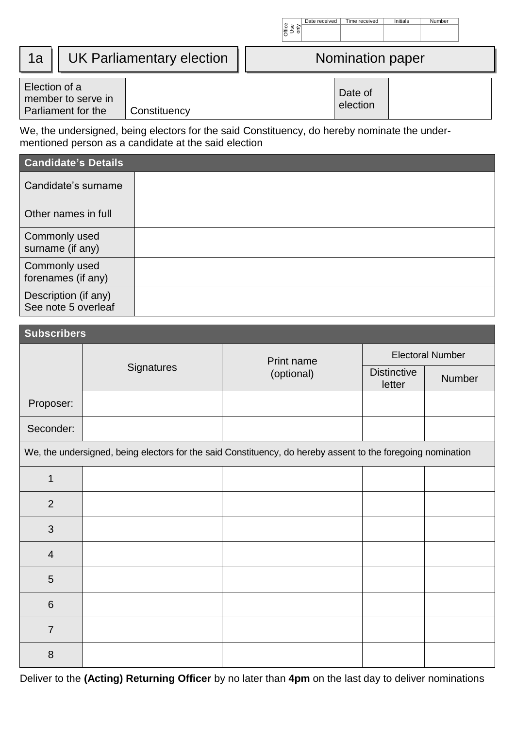| Office Use only | Date received | Time received | Initials | Number |
|---|---|---|---|---|
| | | | | |

# 1a | UK Parliamentary election | Nomination paper

| Election of a member to serve in Parliament for the | Constituency | Date of election | |
|---|---|---|---|

We, the undersigned, being electors for the said Constituency, do hereby nominate the under-mentioned person as a candidate at the said election

| Candidate's Details | |
|---|---|
| Candidate's surname | |
| Other names in full | |
| Commonly used surname (if any) | |
| Commonly used forenames (if any) | |
| Description (if any) See note 5 overleaf | |

## Subscribers

| | Signatures | Print name (optional) | Electoral Number | |
|---|---|---|---|---|
| | | | Distinctive letter | Number |
| Proposer: | | | | |
| Seconder: | | | | |
| We, the undersigned, being electors for the said Constituency, do hereby assent to the foregoing nomination | | | | |
| 1 | | | | |
| 2 | | | | |
| 3 | | | | |
| 4 | | | | |
| 5 | | | | |
| 6 | | | | |
| 7 | | | | |
| 8 | | | | |

Deliver to the **(Acting) Returning Officer** by no later than **4pm** on the last day to deliver nominations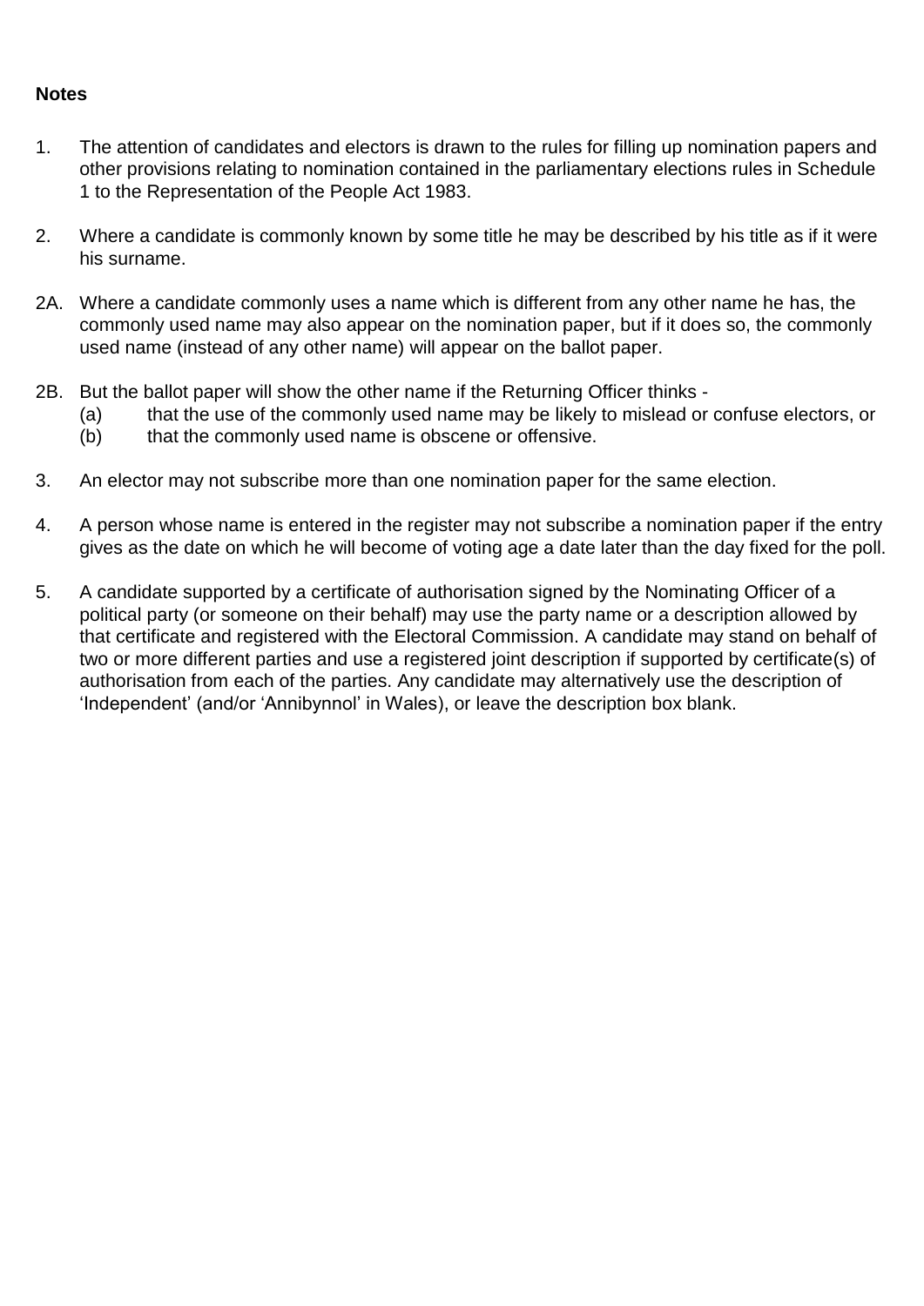**Notes**

1. The attention of candidates and electors is drawn to the rules for filling up nomination papers and other provisions relating to nomination contained in the parliamentary elections rules in Schedule 1 to the Representation of the People Act 1983.

2. Where a candidate is commonly known by some title he may be described by his title as if it were his surname.

2A. Where a candidate commonly uses a name which is different from any other name he has, the commonly used name may also appear on the nomination paper, but if it does so, the commonly used name (instead of any other name) will appear on the ballot paper.

2B. But the ballot paper will show the other name if the Returning Officer thinks -
   (a) that the use of the commonly used name may be likely to mislead or confuse electors, or
   (b) that the commonly used name is obscene or offensive.

3. An elector may not subscribe more than one nomination paper for the same election.

4. A person whose name is entered in the register may not subscribe a nomination paper if the entry gives as the date on which he will become of voting age a date later than the day fixed for the poll.

5. A candidate supported by a certificate of authorisation signed by the Nominating Officer of a political party (or someone on their behalf) may use the party name or a description allowed by that certificate and registered with the Electoral Commission. A candidate may stand on behalf of two or more different parties and use a registered joint description if supported by certificate(s) of authorisation from each of the parties. Any candidate may alternatively use the description of 'Independent' (and/or 'Annibynnol' in Wales), or leave the description box blank.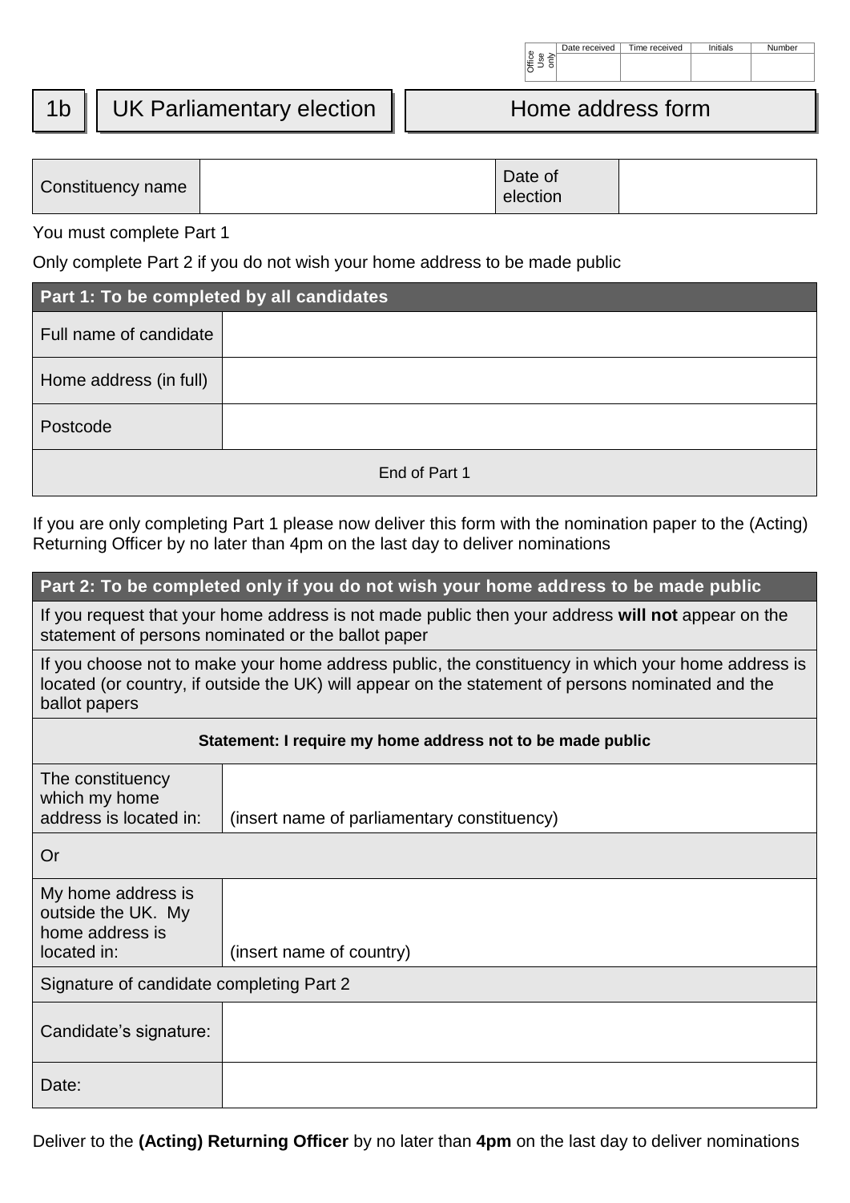| Office Use only | Date received | Time received | Initials | Number |
|---|---|---|---|---|
| | | | | |

# 1b | UK Parliamentary election | Home address form

| Constituency name | | Date of election | |
|---|---|---|---|

You must complete Part 1

Only complete Part 2 if you do not wish your home address to be made public

| **Part 1: To be completed by all candidates** | |
|---|---|
| Full name of candidate | |
| Home address (in full) | |
| Postcode | |
| End of Part 1 | |

If you are only completing Part 1 please now deliver this form with the nomination paper to the (Acting) Returning Officer by no later than 4pm on the last day to deliver nominations

| **Part 2: To be completed only if you do not wish your home address to be made public** | |
|---|---|
| If you request that your home address is not made public then your address **will not** appear on the statement of persons nominated or the ballot paper | |
| If you choose not to make your home address public, the constituency in which your home address is located (or country, if outside the UK) will appear on the statement of persons nominated and the ballot papers | |
| **Statement: I require my home address not to be made public** | |
| The constituency which my home address is located in: | (insert name of parliamentary constituency) |
| Or | |
| My home address is outside the UK. My home address is located in: | (insert name of country) |
| Signature of candidate completing Part 2 | |
| Candidate's signature: | |
| Date: | |

Deliver to the **(Acting) Returning Officer** by no later than **4pm** on the last day to deliver nominations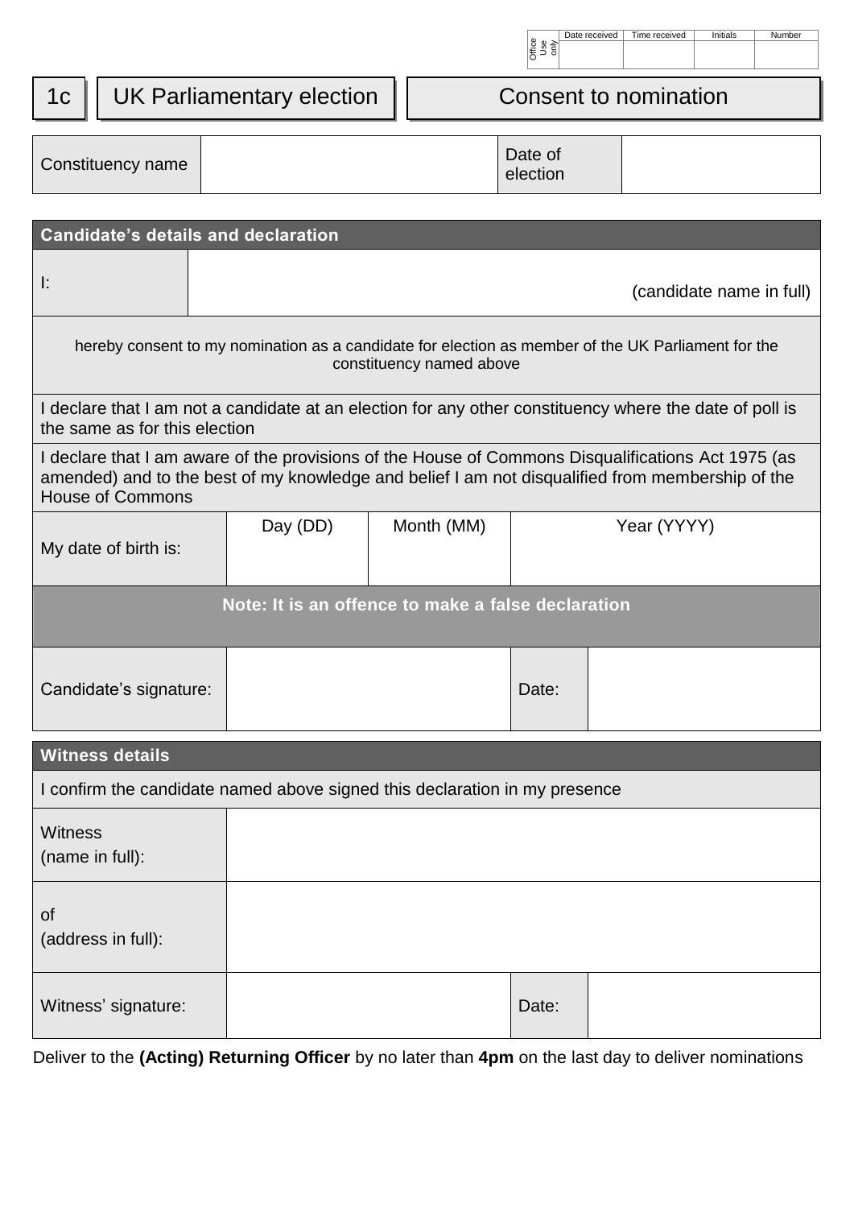| Office Use only | Date received | Time received | Initials | Number |
| --- | --- | --- | --- | --- |
| | | | | |

# 1c UK Parliamentary election — Consent to nomination

| Constituency name | | Date of election | |
| --- | --- | --- | --- |

## Candidate's details and declaration

| I: | (candidate name in full) |
| --- | --- |

hereby consent to my nomination as a candidate for election as member of the UK Parliament for the constituency named above

I declare that I am not a candidate at an election for any other constituency where the date of poll is the same as for this election

I declare that I am aware of the provisions of the House of Commons Disqualifications Act 1975 (as amended) and to the best of my knowledge and belief I am not disqualified from membership of the House of Commons

| My date of birth is: | Day (DD) | Month (MM) | Year (YYYY) |
| --- | --- | --- | --- |

**Note: It is an offence to make a false declaration**

| Candidate's signature: | | Date: | |
| --- | --- | --- | --- |

## Witness details

I confirm the candidate named above signed this declaration in my presence

| Witness (name in full): | | | |
| --- | --- | --- | --- |
| of (address in full): | | | |
| Witness' signature: | | Date: | |

Deliver to the **(Acting) Returning Officer** by no later than **4pm** on the last day to deliver nominations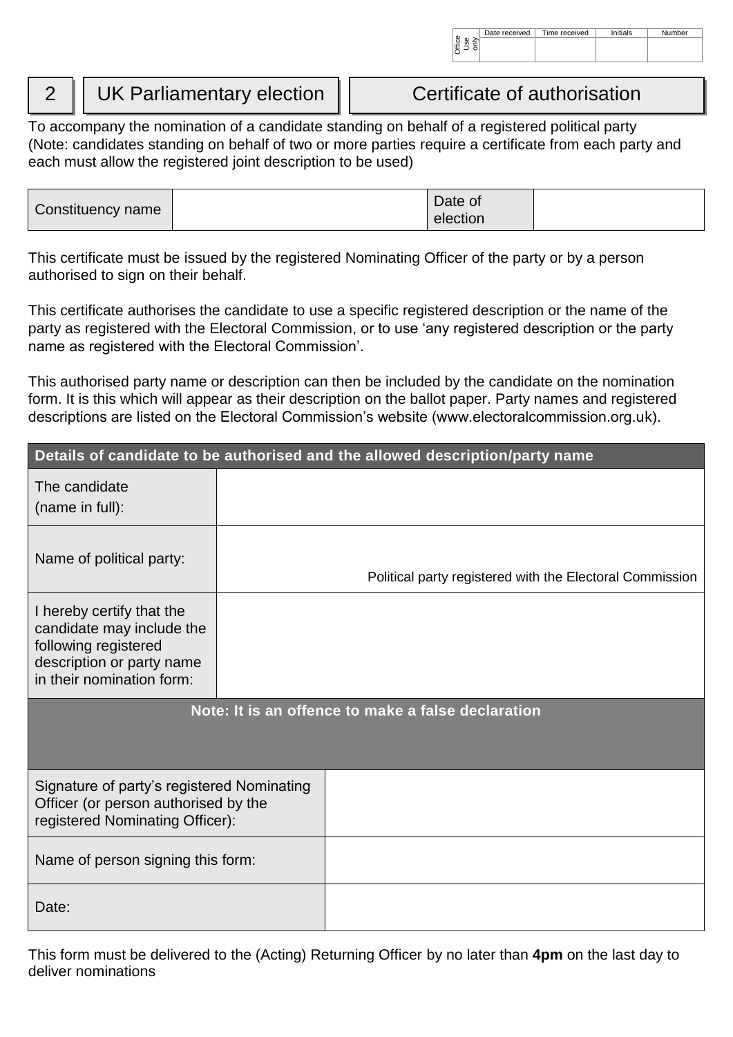| Office Use only | Date received | Time received | Initials | Number |
| --- | --- | --- | --- | --- |
| | | | | |

# 2 | UK Parliamentary election | Certificate of authorisation

To accompany the nomination of a candidate standing on behalf of a registered political party (Note: candidates standing on behalf of two or more parties require a certificate from each party and each must allow the registered joint description to be used)

| Constituency name | | Date of election | |
| --- | --- | --- | --- |

This certificate must be issued by the registered Nominating Officer of the party or by a person authorised to sign on their behalf.

This certificate authorises the candidate to use a specific registered description or the name of the party as registered with the Electoral Commission, or to use 'any registered description or the party name as registered with the Electoral Commission'.

This authorised party name or description can then be included by the candidate on the nomination form. It is this which will appear as their description on the ballot paper. Party names and registered descriptions are listed on the Electoral Commission's website (www.electoralcommission.org.uk).

| **Details of candidate to be authorised and the allowed description/party name** | |
| --- | --- |
| The candidate (name in full): | |
| Name of political party: | Political party registered with the Electoral Commission |
| I hereby certify that the candidate may include the following registered description or party name in their nomination form: | |
| **Note: It is an offence to make a false declaration** | |
| Signature of party's registered Nominating Officer (or person authorised by the registered Nominating Officer): | |
| Name of person signing this form: | |
| Date: | |

This form must be delivered to the (Acting) Returning Officer by no later than **4pm** on the last day to deliver nominations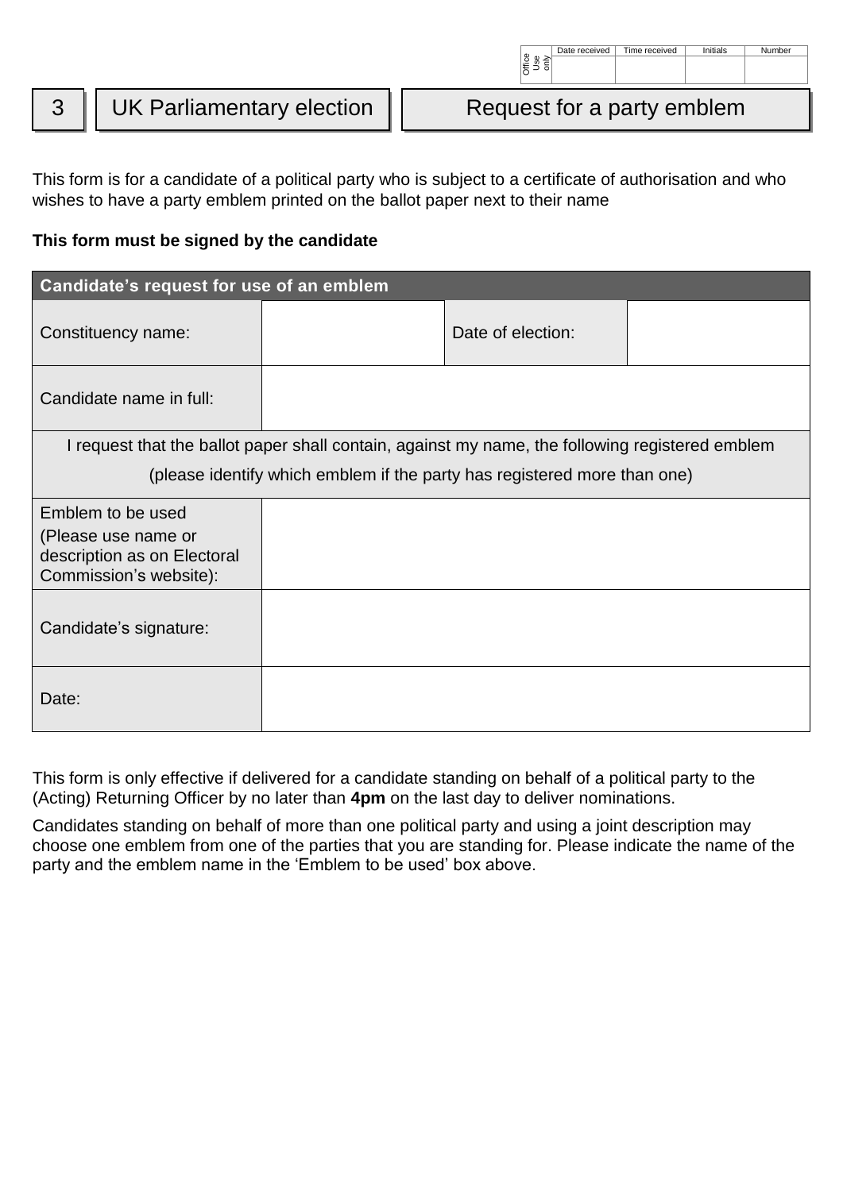| Office Use only | Date received | Time received | Initials | Number |
| --- | --- | --- | --- | --- |
| | | | | |

# 3 UK Parliamentary election — Request for a party emblem

This form is for a candidate of a political party who is subject to a certificate of authorisation and who wishes to have a party emblem printed on the ballot paper next to their name

**This form must be signed by the candidate**

| **Candidate's request for use of an emblem** | | | |
| --- | --- | --- | --- |
| Constituency name: | | Date of election: | |
| Candidate name in full: | | | |
| I request that the ballot paper shall contain, against my name, the following registered emblem (please identify which emblem if the party has registered more than one) | | | |
| Emblem to be used (Please use name or description as on Electoral Commission's website): | | | |
| Candidate's signature: | | | |
| Date: | | | |

This form is only effective if delivered for a candidate standing on behalf of a political party to the (Acting) Returning Officer by no later than **4pm** on the last day to deliver nominations.

Candidates standing on behalf of more than one political party and using a joint description may choose one emblem from one of the parties that you are standing for. Please indicate the name of the party and the emblem name in the 'Emblem to be used' box above.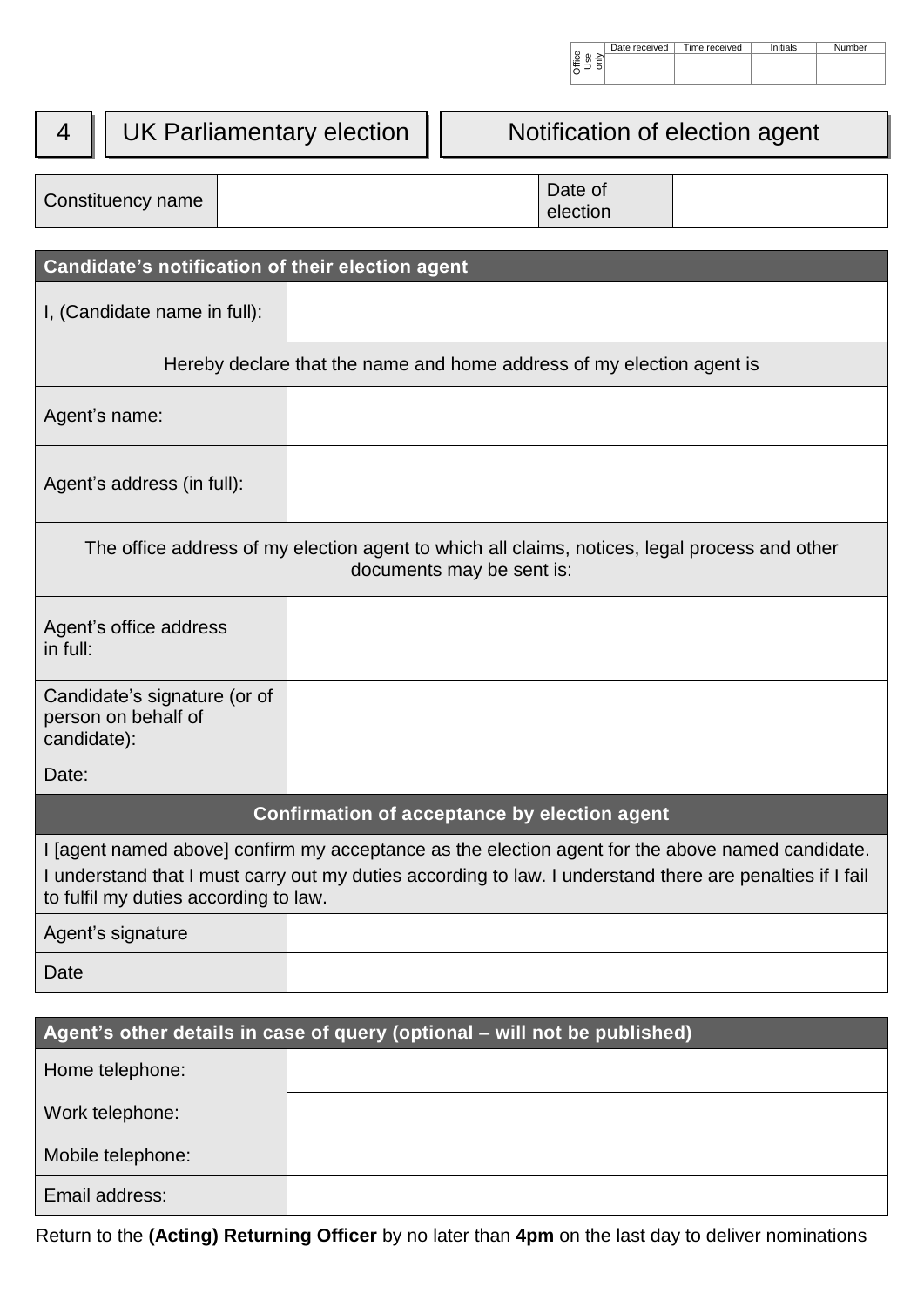| Office Use only | Date received | Time received | Initials | Number |
| --- | --- | --- | --- | --- |
| | | | | |

# 4 | UK Parliamentary election | Notification of election agent

| Constituency name | | Date of election | |
| --- | --- | --- | --- |

| **Candidate's notification of their election agent** | |
| --- | --- |
| I, (Candidate name in full): | |
| Hereby declare that the name and home address of my election agent is | |
| Agent's name: | |
| Agent's address (in full): | |
| The office address of my election agent to which all claims, notices, legal process and other documents may be sent is: | |
| Agent's office address in full: | |
| Candidate's signature (or of person on behalf of candidate): | |
| Date: | |

| **Confirmation of acceptance by election agent** | |
| --- | --- |
| I [agent named above] confirm my acceptance as the election agent for the above named candidate. I understand that I must carry out my duties according to law. I understand there are penalties if I fail to fulfil my duties according to law. | |
| Agent's signature | |
| Date | |

| **Agent's other details in case of query (optional – will not be published)** | |
| --- | --- |
| Home telephone: | |
| Work telephone: | |
| Mobile telephone: | |
| Email address: | |

Return to the **(Acting) Returning Officer** by no later than **4pm** on the last day to deliver nominations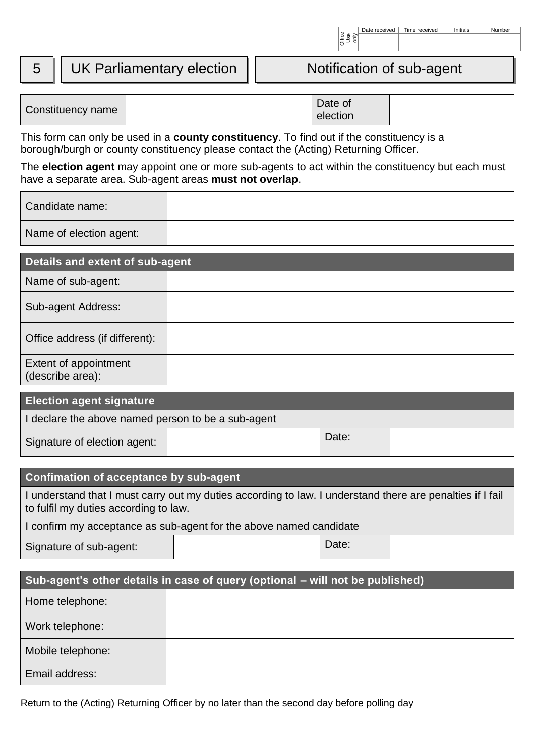| Office Use only | Date received | Time received | Initials | Number |
|---|---|---|---|---|
| | | | | |

# 5 | UK Parliamentary election | Notification of sub-agent

| | | | |
|---|---|---|---|
| Constituency name | | Date of election | |

This form can only be used in a **county constituency**. To find out if the constituency is a borough/burgh or county constituency please contact the (Acting) Returning Officer.

The **election agent** may appoint one or more sub-agents to act within the constituency but each must have a separate area. Sub-agent areas **must not overlap**.

| | |
|---|---|
| Candidate name: | |
| Name of election agent: | |

| Details and extent of sub-agent | |
|---|---|
| Name of sub-agent: | |
| Sub-agent Address: | |
| Office address (if different): | |
| Extent of appointment (describe area): | |

| Election agent signature | | | |
|---|---|---|---|
| I declare the above named person to be a sub-agent | | | |
| Signature of election agent: | | Date: | |

| Confimation of acceptance by sub-agent | | | |
|---|---|---|---|
| I understand that I must carry out my duties according to law. I understand there are penalties if I fail to fulfil my duties according to law. | | | |
| I confirm my acceptance as sub-agent for the above named candidate | | | |
| Signature of sub-agent: | | Date: | |

| Sub-agent's other details in case of query (optional – will not be published) | |
|---|---|
| Home telephone: | |
| Work telephone: | |
| Mobile telephone: | |
| Email address: | |

Return to the (Acting) Returning Officer by no later than the second day before polling day